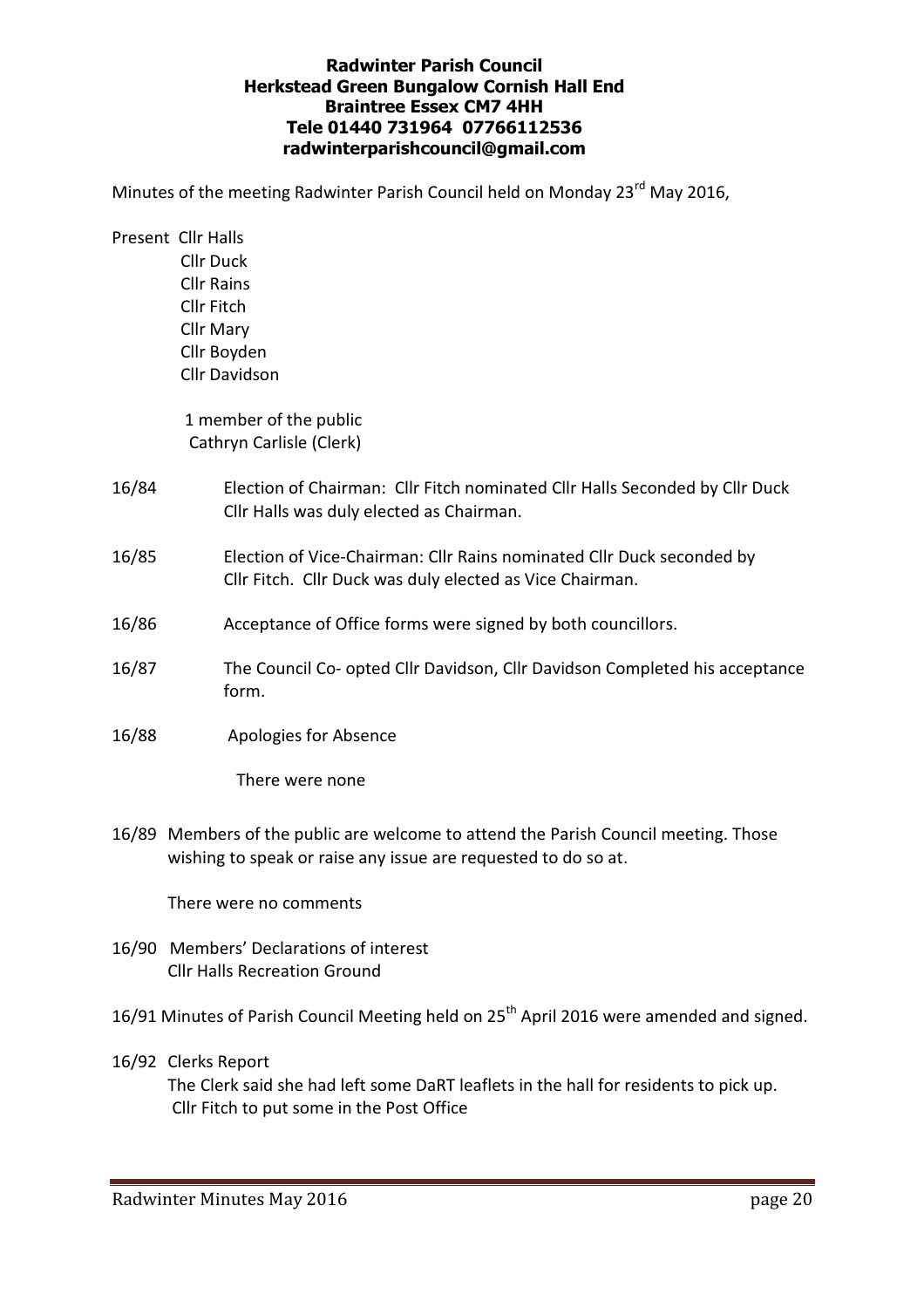**Radwinter Parish Council**
**Herkstead Green Bungalow Cornish Hall End**
**Braintree Essex CM7 4HH**
**Tele 01440 731964 07766112536**
**radwinterparishcouncil@gmail.com**

Minutes of the meeting Radwinter Parish Council held on Monday 23rd May 2016,

Present Cllr Halls
Cllr Duck
Cllr Rains
Cllr Fitch
Cllr Mary
Cllr Boyden
Cllr Davidson

1 member of the public
Cathryn Carlisle (Clerk)

16/84 Election of Chairman: Cllr Fitch nominated Cllr Halls Seconded by Cllr Duck Cllr Halls was duly elected as Chairman.

16/85 Election of Vice-Chairman: Cllr Rains nominated Cllr Duck seconded by Cllr Fitch. Cllr Duck was duly elected as Vice Chairman.

16/86 Acceptance of Office forms were signed by both councillors.

16/87 The Council Co- opted Cllr Davidson, Cllr Davidson Completed his acceptance form.

16/88 Apologies for Absence

There were none

16/89 Members of the public are welcome to attend the Parish Council meeting. Those wishing to speak or raise any issue are requested to do so at.

There were no comments

16/90 Members' Declarations of interest
Cllr Halls Recreation Ground

16/91 Minutes of Parish Council Meeting held on 25th April 2016 were amended and signed.

16/92 Clerks Report
The Clerk said she had left some DaRT leaflets in the hall for residents to pick up. Cllr Fitch to put some in the Post Office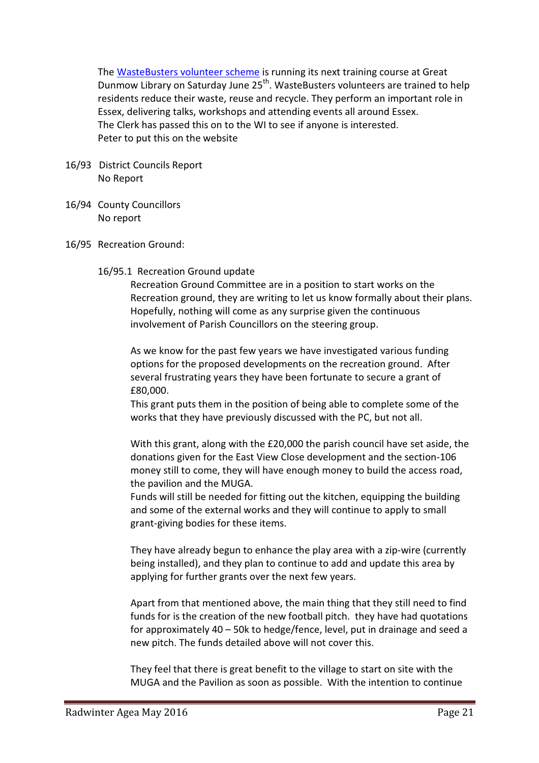The [WasteBusters volunteer scheme] is running its next training course at Great Dunmow Library on Saturday June 25th. WasteBusters volunteers are trained to help residents reduce their waste, reuse and recycle. They perform an important role in Essex, delivering talks, workshops and attending events all around Essex.
The Clerk has passed this on to the WI to see if anyone is interested.
Peter to put this on the website

16/93 District Councils Report
No Report

16/94 County Councillors
No report

16/95 Recreation Ground:

16/95.1 Recreation Ground update

Recreation Ground Committee are in a position to start works on the Recreation ground, they are writing to let us know formally about their plans. Hopefully, nothing will come as any surprise given the continuous involvement of Parish Councillors on the steering group.

As we know for the past few years we have investigated various funding options for the proposed developments on the recreation ground. After several frustrating years they have been fortunate to secure a grant of £80,000.
This grant puts them in the position of being able to complete some of the works that they have previously discussed with the PC, but not all.

With this grant, along with the £20,000 the parish council have set aside, the donations given for the East View Close development and the section-106 money still to come, they will have enough money to build the access road, the pavilion and the MUGA.
Funds will still be needed for fitting out the kitchen, equipping the building and some of the external works and they will continue to apply to small grant-giving bodies for these items.

They have already begun to enhance the play area with a zip-wire (currently being installed), and they plan to continue to add and update this area by applying for further grants over the next few years.

Apart from that mentioned above, the main thing that they still need to find funds for is the creation of the new football pitch. they have had quotations for approximately 40 – 50k to hedge/fence, level, put in drainage and seed a new pitch. The funds detailed above will not cover this.

They feel that there is great benefit to the village to start on site with the MUGA and the Pavilion as soon as possible. With the intention to continue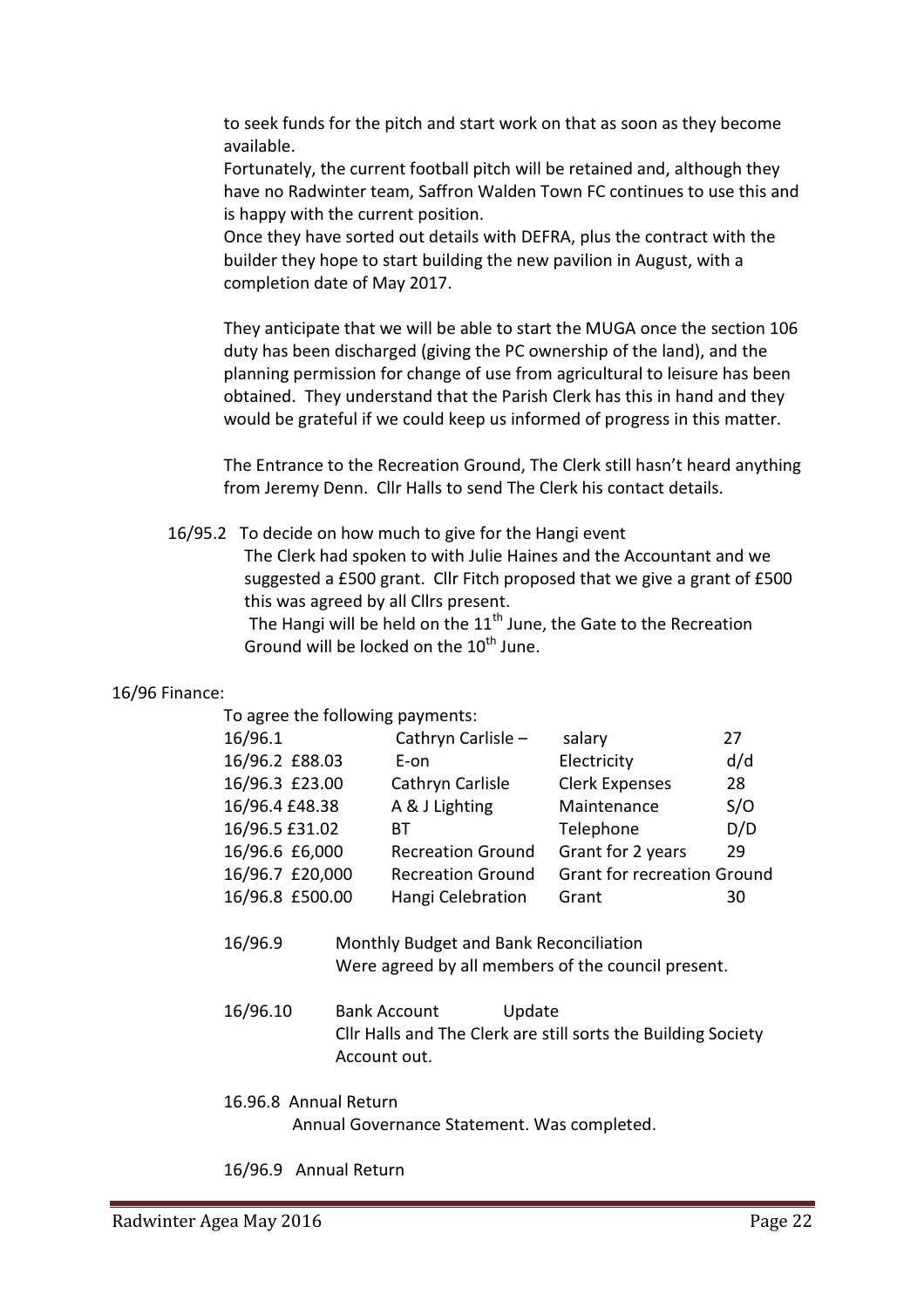to seek funds for the pitch and start work on that as soon as they become available.

Fortunately, the current football pitch will be retained and, although they have no Radwinter team, Saffron Walden Town FC continues to use this and is happy with the current position.

Once they have sorted out details with DEFRA, plus the contract with the builder they hope to start building the new pavilion in August, with a completion date of May 2017.

They anticipate that we will be able to start the MUGA once the section 106 duty has been discharged (giving the PC ownership of the land), and the planning permission for change of use from agricultural to leisure has been obtained. They understand that the Parish Clerk has this in hand and they would be grateful if we could keep us informed of progress in this matter.

The Entrance to the Recreation Ground, The Clerk still hasn't heard anything from Jeremy Denn. Cllr Halls to send The Clerk his contact details.

16/95.2 To decide on how much to give for the Hangi event

The Clerk had spoken to with Julie Haines and the Accountant and we suggested a £500 grant. Cllr Fitch proposed that we give a grant of £500 this was agreed by all Cllrs present.

The Hangi will be held on the 11th June, the Gate to the Recreation Ground will be locked on the 10th June.

16/96 Finance:

To agree the following payments:

| | | | |
|---|---|---|---|
| 16/96.1 | Cathryn Carlisle – | salary | 27 |
| 16/96.2 £88.03 | E-on | Electricity | d/d |
| 16/96.3 £23.00 | Cathryn Carlisle | Clerk Expenses | 28 |
| 16/96.4 £48.38 | A & J Lighting | Maintenance | S/O |
| 16/96.5 £31.02 | BT | Telephone | D/D |
| 16/96.6 £6,000 | Recreation Ground | Grant for 2 years | 29 |
| 16/96.7 £20,000 | Recreation Ground | Grant for recreation Ground | |
| 16/96.8 £500.00 | Hangi Celebration | Grant | 30 |

16/96.9 Monthly Budget and Bank Reconciliation
Were agreed by all members of the council present.

16/96.10 Bank Account Update
Cllr Halls and The Clerk are still sorts the Building Society Account out.

16.96.8 Annual Return
Annual Governance Statement. Was completed.

16/96.9 Annual Return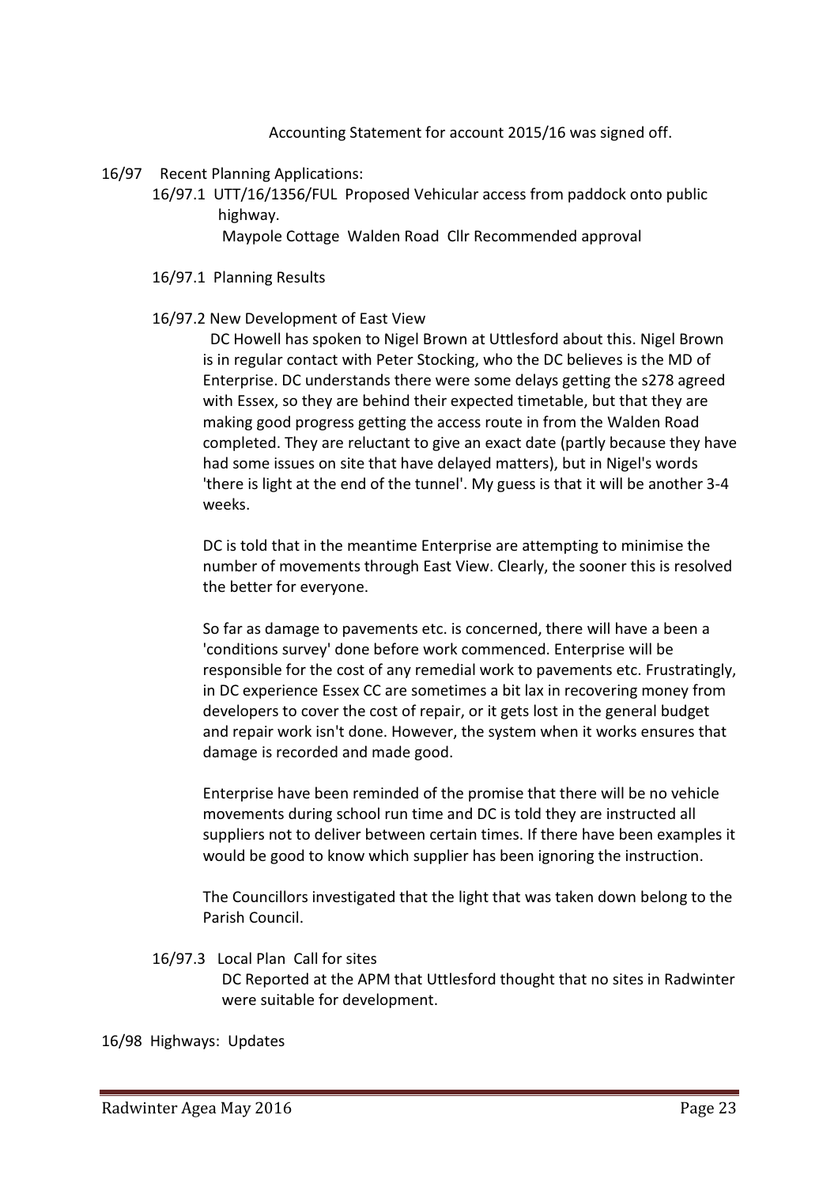Accounting Statement for account 2015/16 was signed off.

16/97 Recent Planning Applications:

16/97.1 UTT/16/1356/FUL Proposed Vehicular access from paddock onto public highway.
Maypole Cottage Walden Road Cllr Recommended approval

16/97.1 Planning Results

16/97.2 New Development of East View

DC Howell has spoken to Nigel Brown at Uttlesford about this. Nigel Brown is in regular contact with Peter Stocking, who the DC believes is the MD of Enterprise. DC understands there were some delays getting the s278 agreed with Essex, so they are behind their expected timetable, but that they are making good progress getting the access route in from the Walden Road completed. They are reluctant to give an exact date (partly because they have had some issues on site that have delayed matters), but in Nigel's words 'there is light at the end of the tunnel'. My guess is that it will be another 3-4 weeks.

DC is told that in the meantime Enterprise are attempting to minimise the number of movements through East View. Clearly, the sooner this is resolved the better for everyone.

So far as damage to pavements etc. is concerned, there will have a been a 'conditions survey' done before work commenced. Enterprise will be responsible for the cost of any remedial work to pavements etc. Frustratingly, in DC experience Essex CC are sometimes a bit lax in recovering money from developers to cover the cost of repair, or it gets lost in the general budget and repair work isn't done. However, the system when it works ensures that damage is recorded and made good.

Enterprise have been reminded of the promise that there will be no vehicle movements during school run time and DC is told they are instructed all suppliers not to deliver between certain times. If there have been examples it would be good to know which supplier has been ignoring the instruction.

The Councillors investigated that the light that was taken down belong to the Parish Council.

16/97.3 Local Plan Call for sites

DC Reported at the APM that Uttlesford thought that no sites in Radwinter were suitable for development.

16/98 Highways: Updates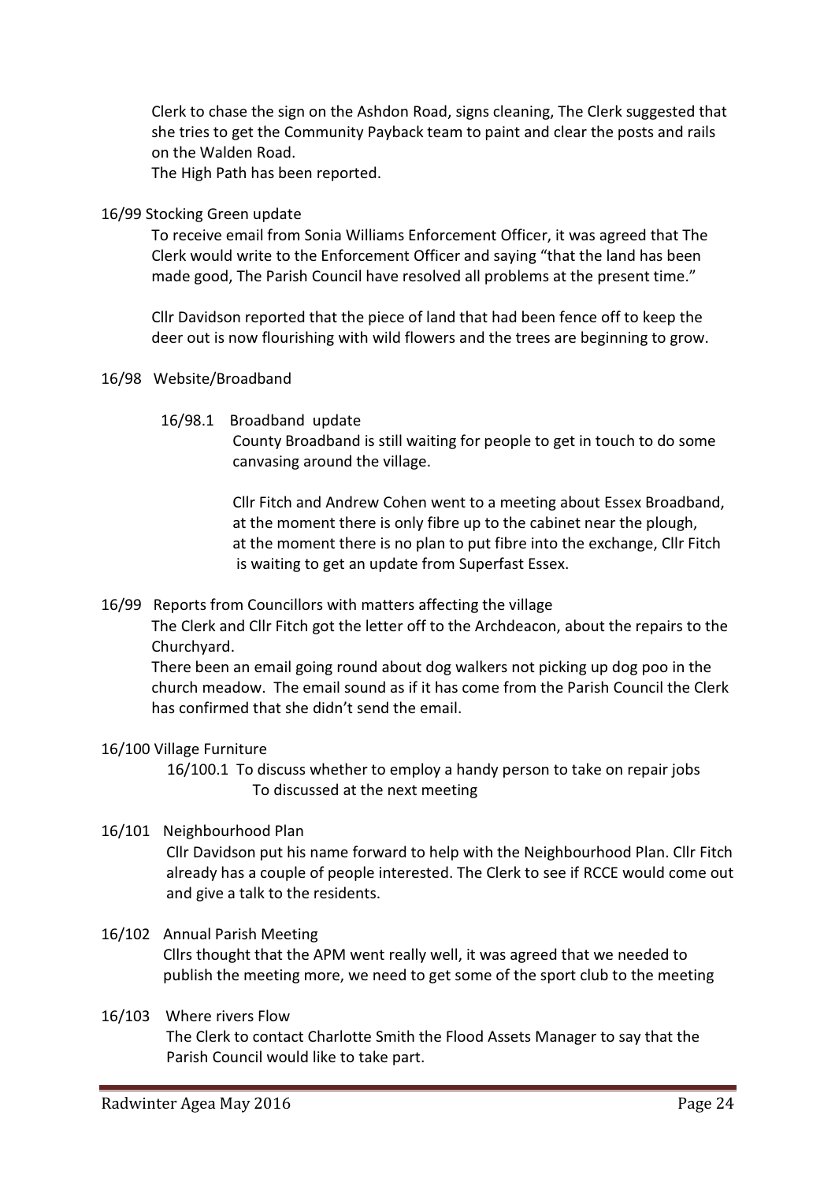Clerk to chase the sign on the Ashdon Road, signs cleaning, The Clerk suggested that she tries to get the Community Payback team to paint and clear the posts and rails on the Walden Road.
The High Path has been reported.

16/99 Stocking Green update

To receive email from Sonia Williams Enforcement Officer, it was agreed that The Clerk would write to the Enforcement Officer and saying "that the land has been made good, The Parish Council have resolved all problems at the present time."

Cllr Davidson reported that the piece of land that had been fence off to keep the deer out is now flourishing with wild flowers and the trees are beginning to grow.

16/98 Website/Broadband

16/98.1 Broadband update

County Broadband is still waiting for people to get in touch to do some canvasing around the village.

Cllr Fitch and Andrew Cohen went to a meeting about Essex Broadband, at the moment there is only fibre up to the cabinet near the plough, at the moment there is no plan to put fibre into the exchange, Cllr Fitch is waiting to get an update from Superfast Essex.

16/99 Reports from Councillors with matters affecting the village

The Clerk and Cllr Fitch got the letter off to the Archdeacon, about the repairs to the Churchyard.
There been an email going round about dog walkers not picking up dog poo in the church meadow. The email sound as if it has come from the Parish Council the Clerk has confirmed that she didn't send the email.

16/100 Village Furniture

16/100.1 To discuss whether to employ a handy person to take on repair jobs
To discussed at the next meeting

16/101 Neighbourhood Plan

Cllr Davidson put his name forward to help with the Neighbourhood Plan. Cllr Fitch already has a couple of people interested. The Clerk to see if RCCE would come out and give a talk to the residents.

16/102 Annual Parish Meeting

Cllrs thought that the APM went really well, it was agreed that we needed to publish the meeting more, we need to get some of the sport club to the meeting

16/103 Where rivers Flow

The Clerk to contact Charlotte Smith the Flood Assets Manager to say that the Parish Council would like to take part.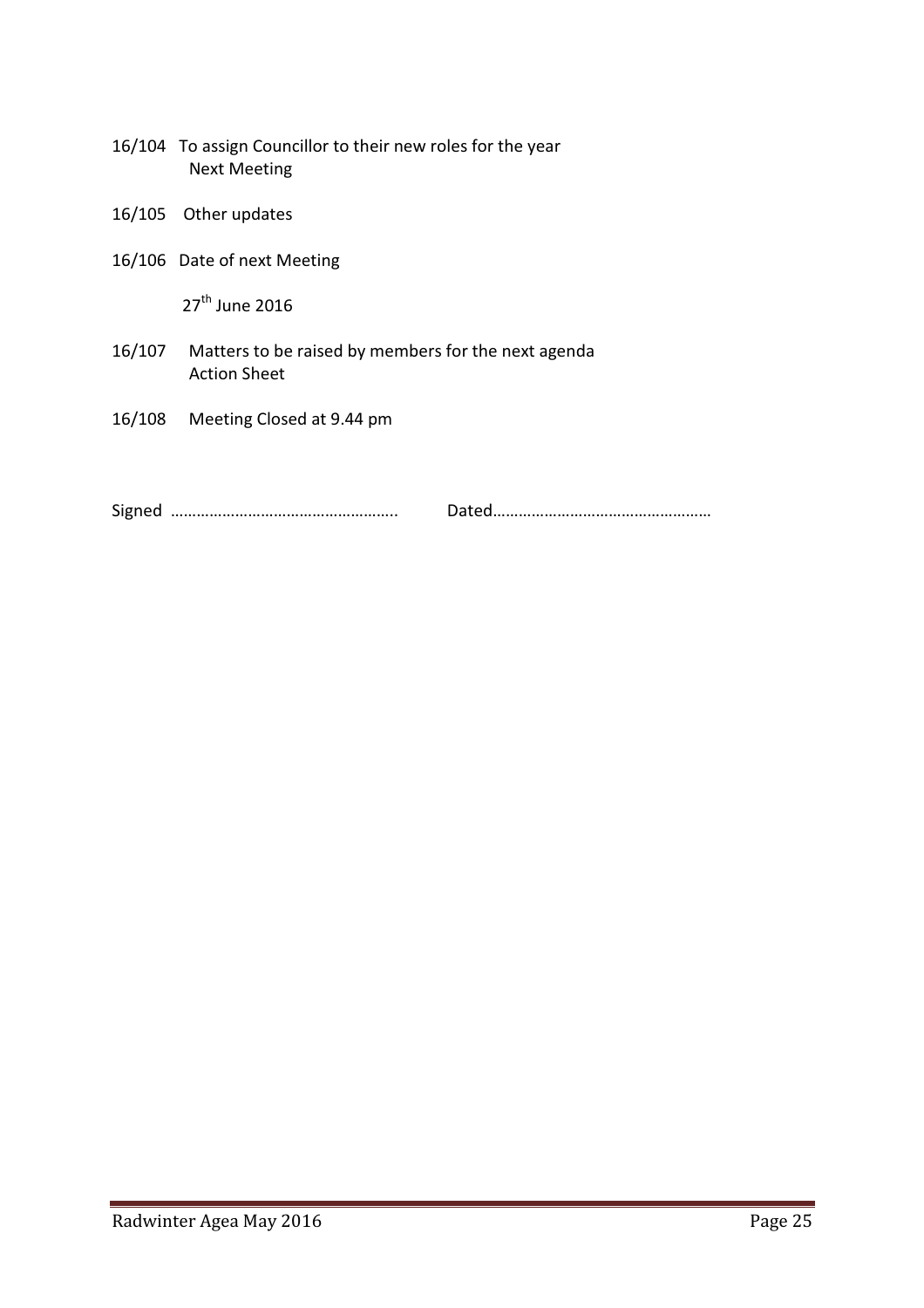16/104 To assign Councillor to their new roles for the year
Next Meeting

16/105 Other updates

16/106 Date of next Meeting

27th June 2016

16/107 Matters to be raised by members for the next agenda
Action Sheet

16/108 Meeting Closed at 9.44 pm

Signed …………………………………………….. Dated…………………………………………